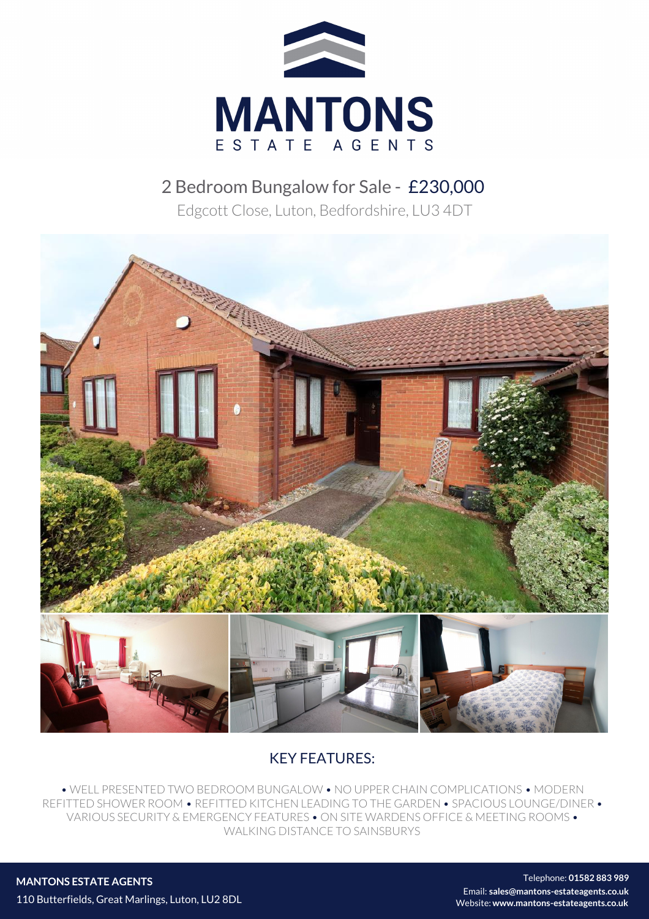# MANTONS

ESTATE AGENTS

## 2 Bedroom Bungalow for Sale - £230,000

Edgcott Close, Luton, Bedfordshire, LU3 4DT

## KEY FEATURES:

• WELL PRESENTED TWO BEDROOM BUNGALOW • NO UPPER CHAIN COMPLICATIONS • MODERN REFITTED SHOWER ROOM • REFITTED KITCHEN LEADING TO THE GARDEN • SPACIOUS LOUNGE/DINER • VARIOUS SECURITY & EMERGENCY FEATURES • ON SITE WARDENS OFFICE & MEETING ROOMS • WALKING DISTANCE TO SAINSBURYS

**MANTONS ESTATE AGENTS**
110 Butterfields, Great Marlings, Luton, LU2 8DL

Telephone: **01582 883 989**
Email: **sales@mantons-estateagents.co.uk**
Website: **www.mantons-estateagents.co.uk**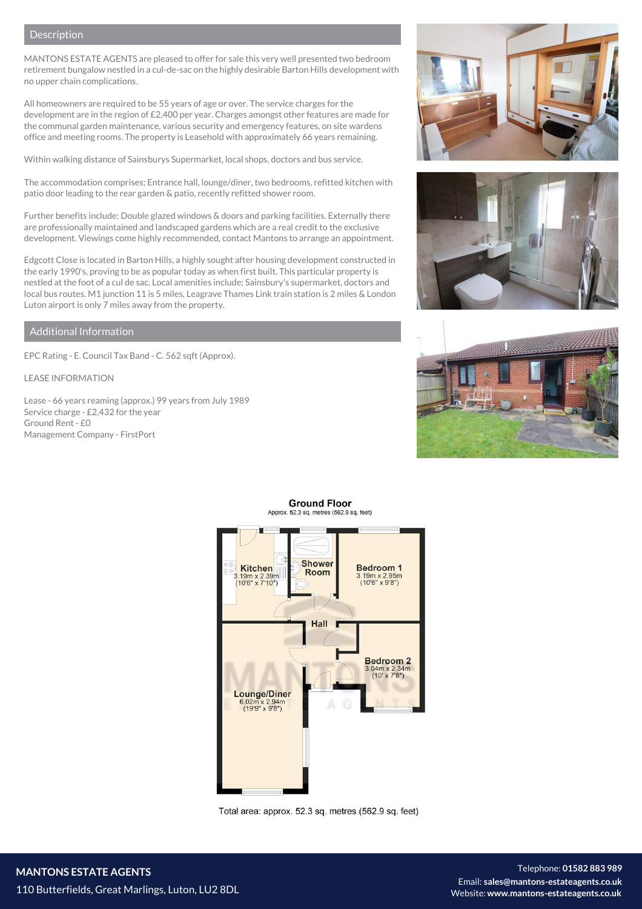## Description

MANTONS ESTATE AGENTS are pleased to offer for sale this very well presented two bedroom retirement bungalow nestled in a cul-de-sac on the highly desirable Barton Hills development with no upper chain complications.

All homeowners are required to be 55 years of age or over. The service charges for the development are in the region of £2,400 per year. Charges amongst other features are made for the communal garden maintenance, various security and emergency features, on site wardens office and meeting rooms. The property is Leasehold with approximately 66 years remaining.

Within walking distance of Sainsburys Supermarket, local shops, doctors and bus service.

The accommodation comprises; Entrance hall, lounge/diner, two bedrooms, refitted kitchen with patio door leading to the rear garden & patio, recently refitted shower room.

Further benefits include; Double glazed windows & doors and parking facilities. Externally there are professionally maintained and landscaped gardens which are a real credit to the exclusive development. Viewings come highly recommended, contact Mantons to arrange an appointment.

Edgcott Close is located in Barton Hills, a highly sought after housing development constructed in the early 1990's, proving to be as popular today as when first built. This particular property is nestled at the foot of a cul de sac. Local amenities include; Sainsbury's supermarket, doctors and local bus routes. M1 junction 11 is 5 miles, Leagrave Thames Link train station is 2 miles & London Luton airport is only 7 miles away from the property.

## Additional Information

EPC Rating - E. Council Tax Band - C. 562 sqft (Approx).

LEASE INFORMATION

Lease - 66 years reaming (approx.) 99 years from July 1989
Service charge - £2,432 for the year
Ground Rent - £0
Management Company - FirstPort

**Ground Floor**
Approx. 52.3 sq. metres (562.9 sq. feet)

Kitchen
3.19m x 2.39m
(10'6" x 7'10")

Shower Room

Bedroom 1
3.19m x 2.95m
(10'6" x 9'8")

Hall

Bedroom 2
3.04m x 2.34m
(10' x 7'8")

Lounge/Diner
6.02m x 2.94m
(19'9" x 9'8")

Total area: approx. 52.3 sq. metres (562.9 sq. feet)

**MANTONS ESTATE AGENTS**
110 Butterfields, Great Marlings, Luton, LU2 8DL

Telephone: **01582 883 989**
Email: **sales@mantons-estateagents.co.uk**
Website: **www.mantons-estateagents.co.uk**